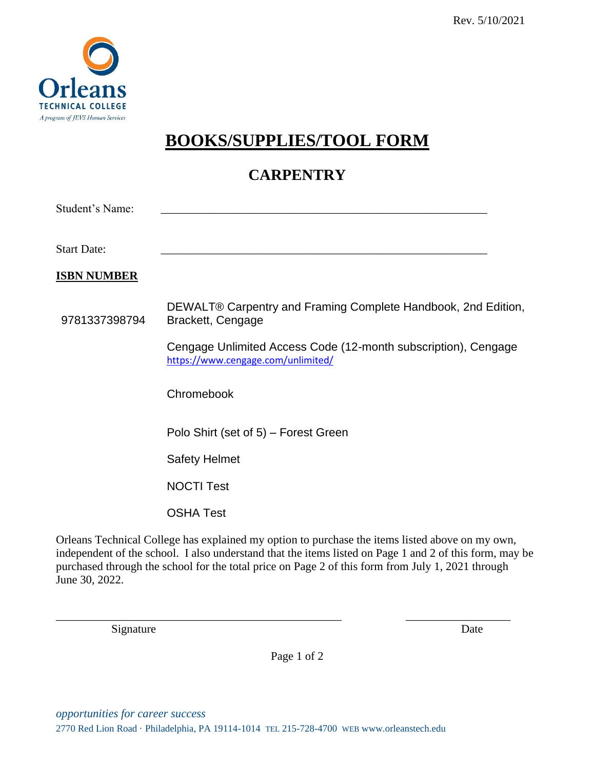Rev. 5/10/2021

Orleans
TECHNICAL COLLEGE
*A program of JEVS Human Services*

# BOOKS/SUPPLIES/TOOL FORM

## CARPENTRY

Student's Name: \_\_\_\_\_\_\_\_\_\_\_\_\_\_\_\_\_\_\_\_\_\_\_\_\_\_\_\_\_\_\_\_\_\_\_\_\_\_\_\_\_\_\_\_\_\_\_\_\_\_\_\_

Start Date: \_\_\_\_\_\_\_\_\_\_\_\_\_\_\_\_\_\_\_\_\_\_\_\_\_\_\_\_\_\_\_\_\_\_\_\_\_\_\_\_\_\_\_\_\_\_\_\_\_\_\_\_

| **ISBN NUMBER** | |
|---|---|
| 9781337398794 | DEWALT® Carpentry and Framing Complete Handbook, 2nd Edition, Brackett, Cengage |
| | Cengage Unlimited Access Code (12-month subscription), Cengage https://www.cengage.com/unlimited/ |
| | Chromebook |
| | Polo Shirt (set of 5) – Forest Green |
| | Safety Helmet |
| | NOCTI Test |
| | OSHA Test |

Orleans Technical College has explained my option to purchase the items listed above on my own, independent of the school. I also understand that the items listed on Page 1 and 2 of this form, may be purchased through the school for the total price on Page 2 of this form from July 1, 2021 through June 30, 2022.

\_\_\_\_\_\_\_\_\_\_\_\_\_\_\_\_\_\_\_\_\_\_\_\_\_\_\_\_\_\_\_\_\_\_\_\_\_\_\_\_ \_\_\_\_\_\_\_\_\_\_\_\_\_\_\_\_\_\_

Signature Date

*opportunities for career success*

2770 Red Lion Road · Philadelphia, PA 19114-1014 TEL 215-728-4700 WEB www.orleanstech.edu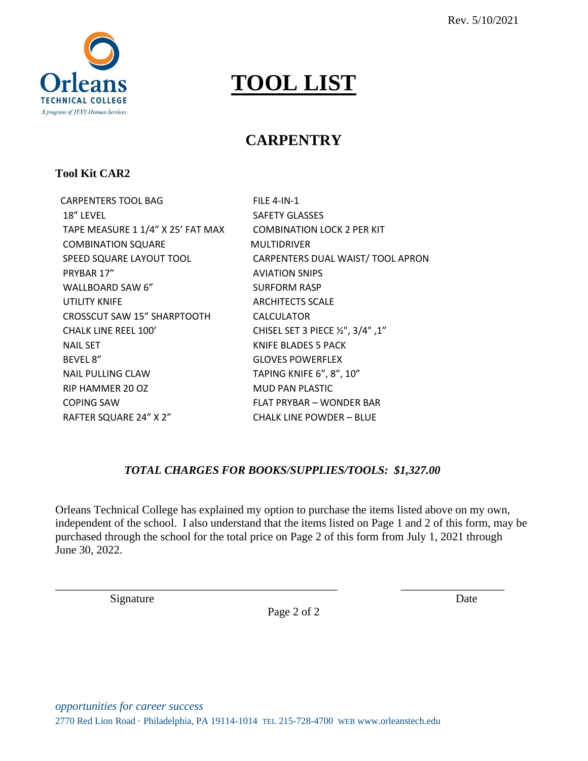Rev. 5/10/2021

Orleans
TECHNICAL COLLEGE
*A program of JEVS Human Services*

# TOOL LIST

## CARPENTRY

### Tool Kit CAR2

| | |
|---|---|
| CARPENTERS TOOL BAG | FILE 4-IN-1 |
| 18" LEVEL | SAFETY GLASSES |
| TAPE MEASURE 1 1/4" X 25' FAT MAX | COMBINATION LOCK 2 PER KIT |
| COMBINATION SQUARE | MULTIDRIVER |
| SPEED SQUARE LAYOUT TOOL | CARPENTERS DUAL WAIST/ TOOL APRON |
| PRYBAR 17" | AVIATION SNIPS |
| WALLBOARD SAW 6" | SURFORM RASP |
| UTILITY KNIFE | ARCHITECTS SCALE |
| CROSSCUT SAW 15" SHARPTOOTH | CALCULATOR |
| CHALK LINE REEL 100' | CHISEL SET 3 PIECE ½", 3/4" ,1" |
| NAIL SET | KNIFE BLADES 5 PACK |
| BEVEL 8" | GLOVES POWERFLEX |
| NAIL PULLING CLAW | TAPING KNIFE 6", 8", 10" |
| RIP HAMMER 20 OZ | MUD PAN PLASTIC |
| COPING SAW | FLAT PRYBAR – WONDER BAR |
| RAFTER SQUARE 24" X 2" | CHALK LINE POWDER – BLUE |

***TOTAL CHARGES FOR BOOKS/SUPPLIES/TOOLS: $1,327.00***

Orleans Technical College has explained my option to purchase the items listed above on my own, independent of the school. I also understand that the items listed on Page 1 and 2 of this form, may be purchased through the school for the total price on Page 2 of this form from July 1, 2021 through June 30, 2022.

\_\_\_\_\_\_\_\_\_\_\_\_\_\_\_\_\_\_\_\_\_\_\_\_\_\_\_\_\_\_\_\_\_\_\_\_\_\_\_\_ Signature

\_\_\_\_\_\_\_\_\_\_\_\_\_\_\_\_\_\_ Date

*opportunities for career success*
2770 Red Lion Road · Philadelphia, PA 19114-1014 TEL 215-728-4700 WEB www.orleanstech.edu